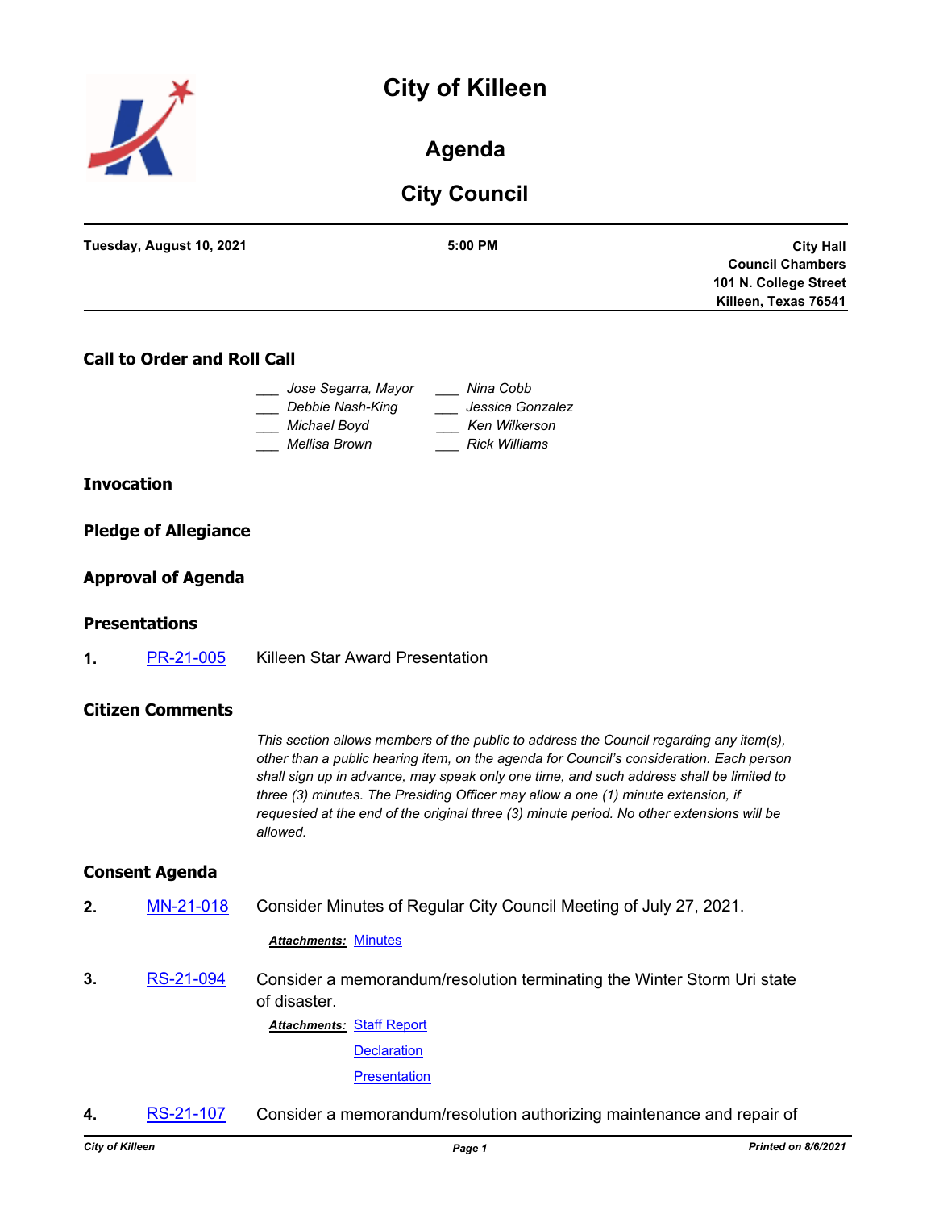# City of Killeen

## Agenda

## City Council

**Tuesday, August 10, 2021** | **5:00 PM** | **City Hall Council Chambers 101 N. College Street Killeen, Texas 76541**

### Call to Order and Roll Call

___ *Jose Segarra, Mayor*
___ *Debbie Nash-King*
___ *Michael Boyd*
___ *Mellisa Brown*
___ *Nina Cobb*
___ *Jessica Gonzalez*
___ *Ken Wilkerson*
___ *Rick Williams*

### Invocation

### Pledge of Allegiance

### Approval of Agenda

### Presentations

**1.** PR-21-005 Killeen Star Award Presentation

### Citizen Comments

*This section allows members of the public to address the Council regarding any item(s), other than a public hearing item, on the agenda for Council's consideration. Each person shall sign up in advance, may speak only one time, and such address shall be limited to three (3) minutes. The Presiding Officer may allow a one (1) minute extension, if requested at the end of the original three (3) minute period. No other extensions will be allowed.*

### Consent Agenda

**2.** MN-21-018 Consider Minutes of Regular City Council Meeting of July 27, 2021.

***Attachments:*** Minutes

**3.** RS-21-094 Consider a memorandum/resolution terminating the Winter Storm Uri state of disaster.

***Attachments:*** Staff Report
Declaration
Presentation

**4.** RS-21-107 Consider a memorandum/resolution authorizing maintenance and repair of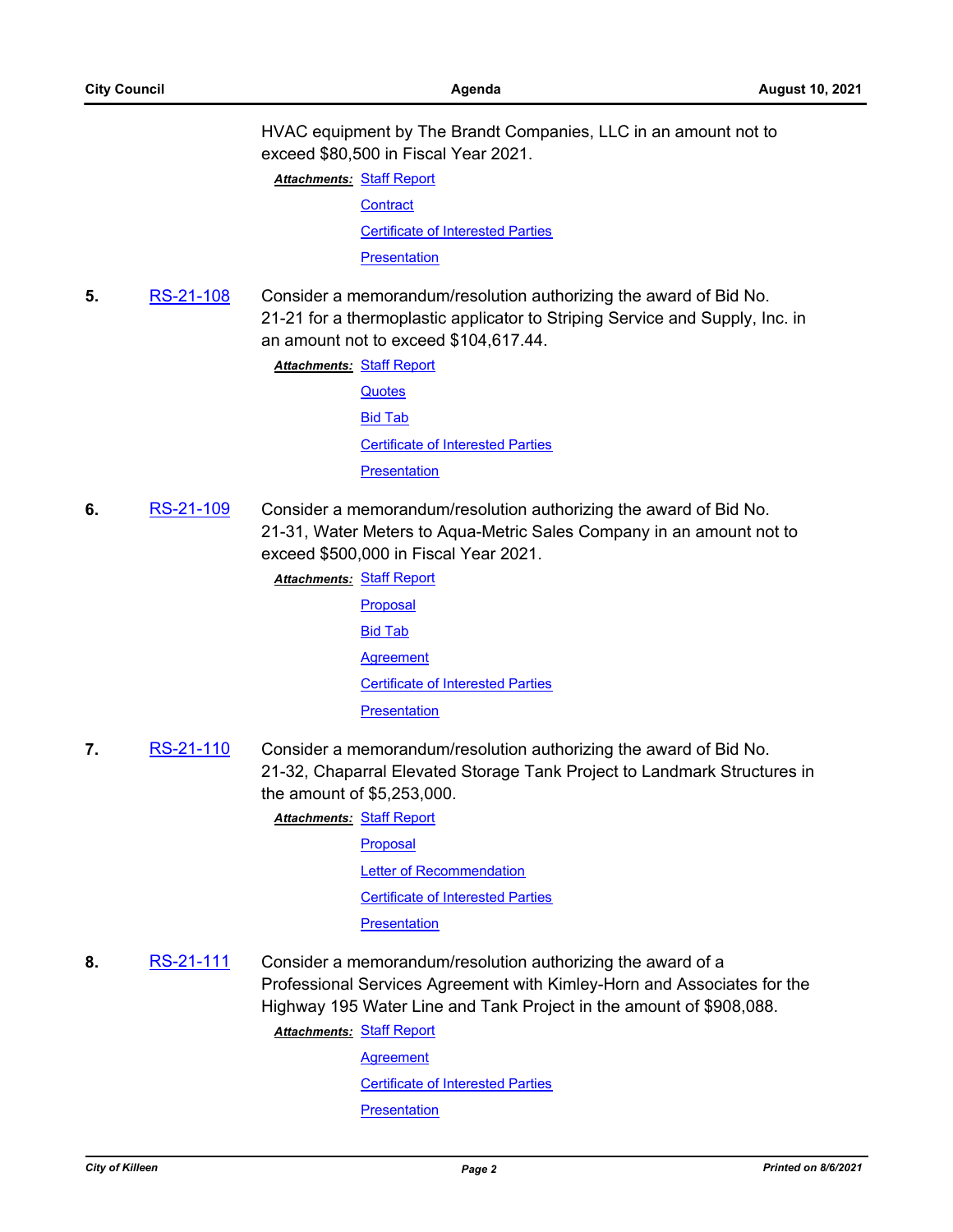HVAC equipment by The Brandt Companies, LLC in an amount not to exceed $80,500 in Fiscal Year 2021.

***Attachments:*** Staff Report
Contract
Certificate of Interested Parties
Presentation

**5.** RS-21-108 Consider a memorandum/resolution authorizing the award of Bid No. 21-21 for a thermoplastic applicator to Striping Service and Supply, Inc. in an amount not to exceed $104,617.44.

***Attachments:*** Staff Report
Quotes
Bid Tab
Certificate of Interested Parties
Presentation

**6.** RS-21-109 Consider a memorandum/resolution authorizing the award of Bid No. 21-31, Water Meters to Aqua-Metric Sales Company in an amount not to exceed $500,000 in Fiscal Year 2021.

***Attachments:*** Staff Report
Proposal
Bid Tab
Agreement
Certificate of Interested Parties
Presentation

**7.** RS-21-110 Consider a memorandum/resolution authorizing the award of Bid No. 21-32, Chaparral Elevated Storage Tank Project to Landmark Structures in the amount of $5,253,000.

***Attachments:*** Staff Report
Proposal
Letter of Recommendation
Certificate of Interested Parties
Presentation

**8.** RS-21-111 Consider a memorandum/resolution authorizing the award of a Professional Services Agreement with Kimley-Horn and Associates for the Highway 195 Water Line and Tank Project in the amount of $908,088.

***Attachments:*** Staff Report
Agreement
Certificate of Interested Parties
Presentation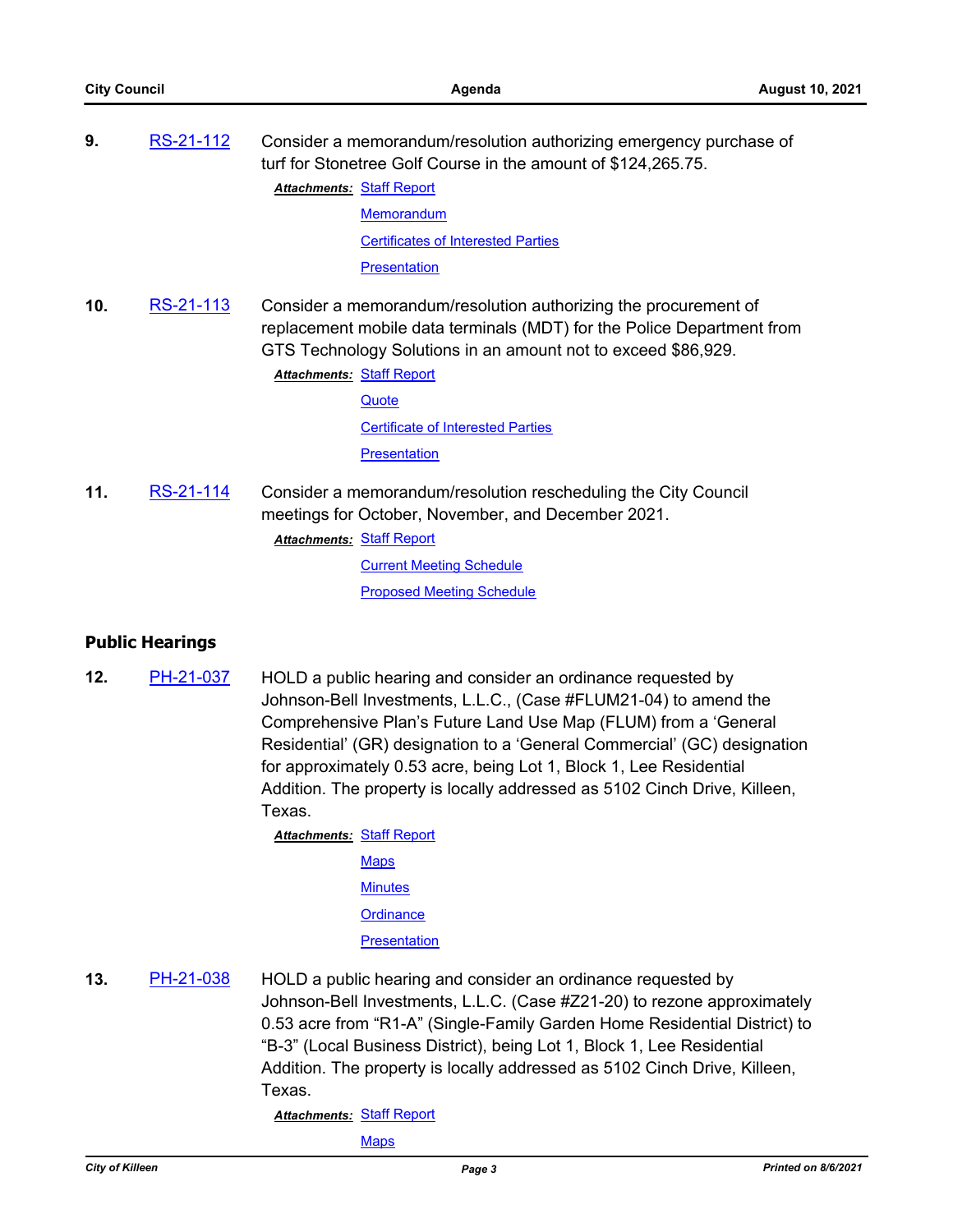**9.** RS-21-112 Consider a memorandum/resolution authorizing emergency purchase of turf for Stonetree Golf Course in the amount of $124,265.75.

***Attachments:*** Staff Report
Memorandum
Certificates of Interested Parties
Presentation

**10.** RS-21-113 Consider a memorandum/resolution authorizing the procurement of replacement mobile data terminals (MDT) for the Police Department from GTS Technology Solutions in an amount not to exceed $86,929.

***Attachments:*** Staff Report
Quote
Certificate of Interested Parties
Presentation

**11.** RS-21-114 Consider a memorandum/resolution rescheduling the City Council meetings for October, November, and December 2021.

***Attachments:*** Staff Report
Current Meeting Schedule
Proposed Meeting Schedule

## Public Hearings

**12.** PH-21-037 HOLD a public hearing and consider an ordinance requested by Johnson-Bell Investments, L.L.C., (Case #FLUM21-04) to amend the Comprehensive Plan's Future Land Use Map (FLUM) from a 'General Residential' (GR) designation to a 'General Commercial' (GC) designation for approximately 0.53 acre, being Lot 1, Block 1, Lee Residential Addition. The property is locally addressed as 5102 Cinch Drive, Killeen, Texas.

***Attachments:*** Staff Report
Maps
Minutes
Ordinance
Presentation

**13.** PH-21-038 HOLD a public hearing and consider an ordinance requested by Johnson-Bell Investments, L.L.C. (Case #Z21-20) to rezone approximately 0.53 acre from "R1-A" (Single-Family Garden Home Residential District) to "B-3" (Local Business District), being Lot 1, Block 1, Lee Residential Addition. The property is locally addressed as 5102 Cinch Drive, Killeen, Texas.

***Attachments:*** Staff Report
Maps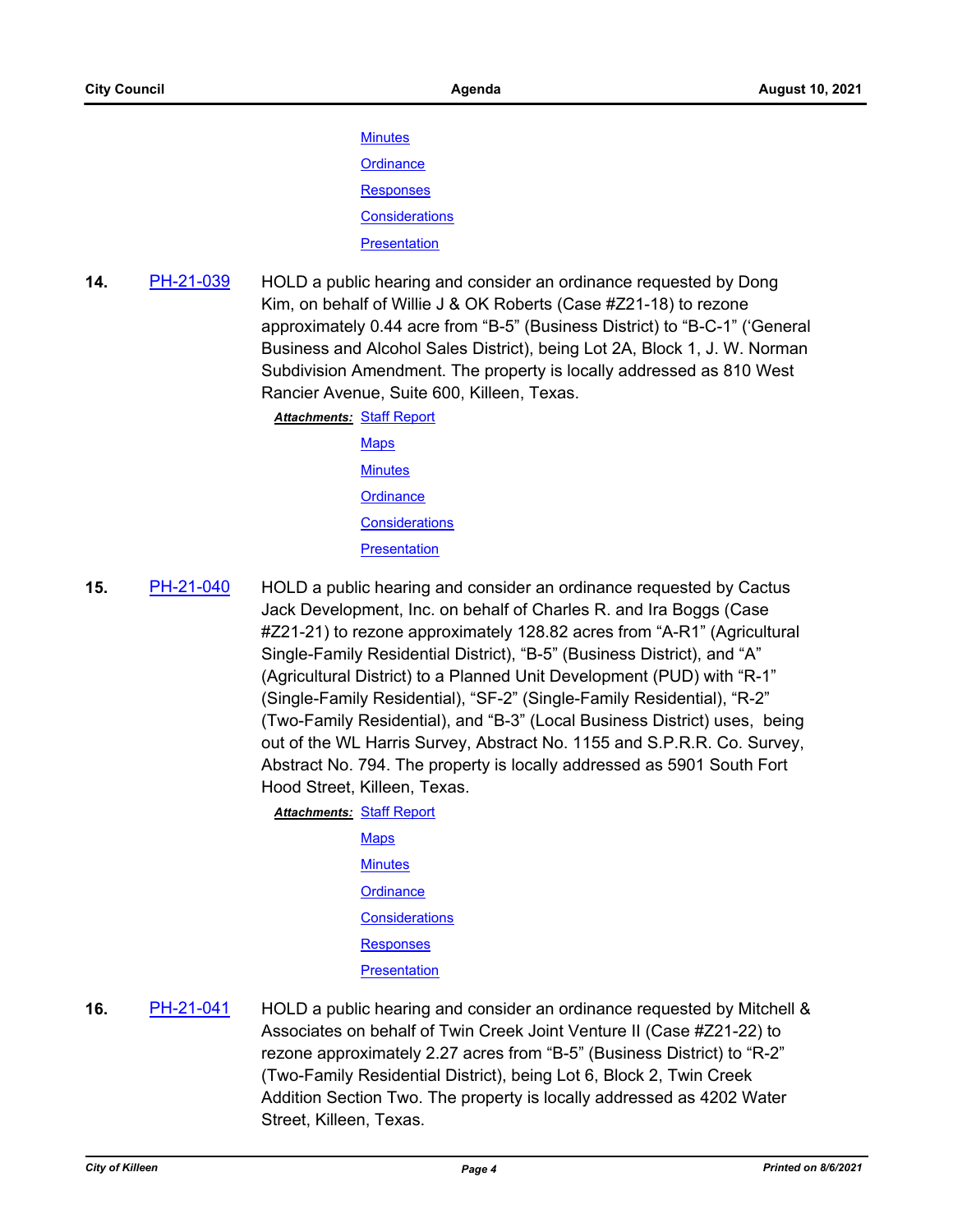Minutes

Ordinance

Responses

Considerations

Presentation

**14.** PH-21-039 HOLD a public hearing and consider an ordinance requested by Dong Kim, on behalf of Willie J & OK Roberts (Case #Z21-18) to rezone approximately 0.44 acre from "B-5" (Business District) to "B-C-1" ('General Business and Alcohol Sales District), being Lot 2A, Block 1, J. W. Norman Subdivision Amendment. The property is locally addressed as 810 West Rancier Avenue, Suite 600, Killeen, Texas.

***Attachments:*** Staff Report

Maps

Minutes

Ordinance

Considerations

Presentation

**15.** PH-21-040 HOLD a public hearing and consider an ordinance requested by Cactus Jack Development, Inc. on behalf of Charles R. and Ira Boggs (Case #Z21-21) to rezone approximately 128.82 acres from "A-R1" (Agricultural Single-Family Residential District), "B-5" (Business District), and "A" (Agricultural District) to a Planned Unit Development (PUD) with "R-1" (Single-Family Residential), "SF-2" (Single-Family Residential), "R-2" (Two-Family Residential), and "B-3" (Local Business District) uses, being out of the WL Harris Survey, Abstract No. 1155 and S.P.R.R. Co. Survey, Abstract No. 794. The property is locally addressed as 5901 South Fort Hood Street, Killeen, Texas.

***Attachments:*** Staff Report

Maps

Minutes

Ordinance

Considerations

Responses

Presentation

**16.** PH-21-041 HOLD a public hearing and consider an ordinance requested by Mitchell & Associates on behalf of Twin Creek Joint Venture II (Case #Z21-22) to rezone approximately 2.27 acres from "B-5" (Business District) to "R-2" (Two-Family Residential District), being Lot 6, Block 2, Twin Creek Addition Section Two. The property is locally addressed as 4202 Water Street, Killeen, Texas.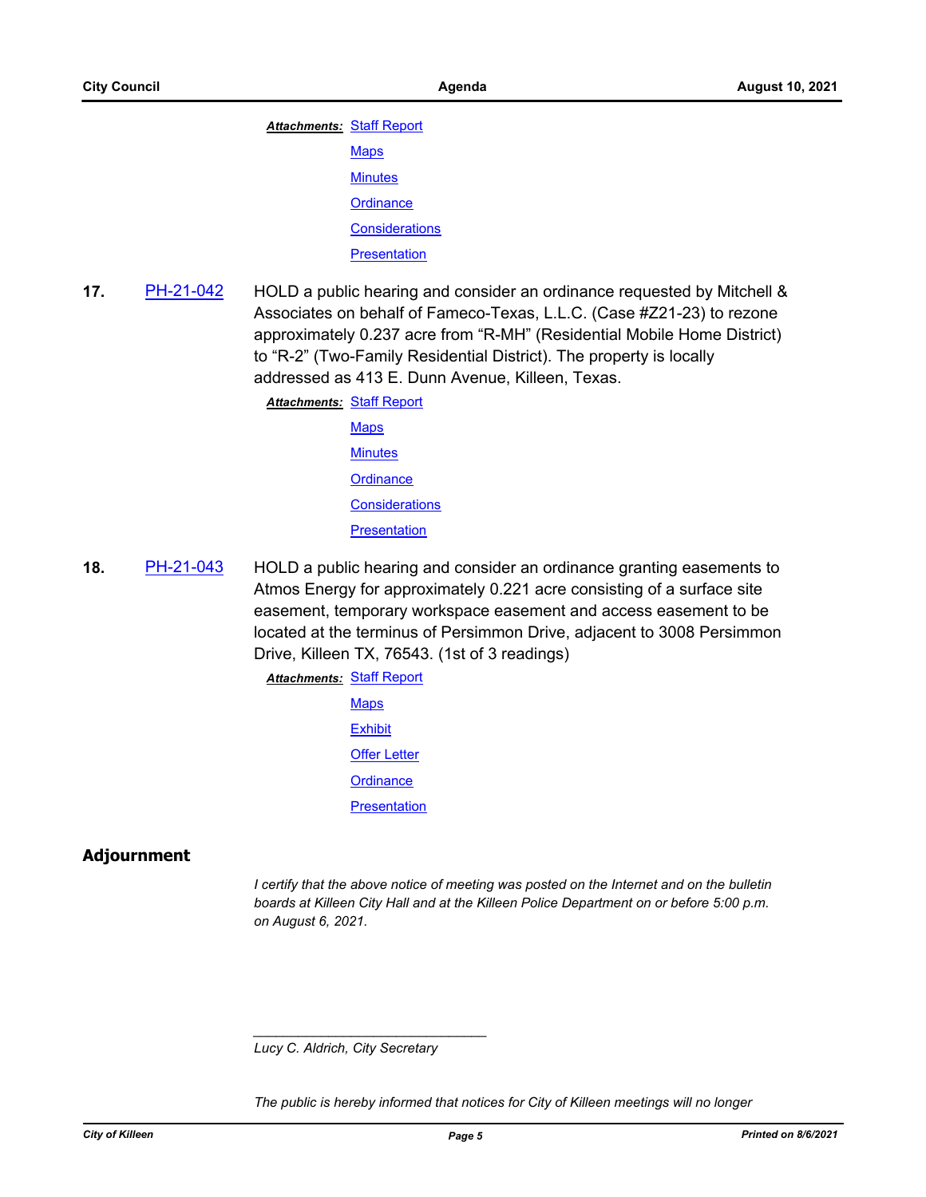***Attachments:*** Staff Report

Maps

Minutes

Ordinance

Considerations

Presentation

**17.** PH-21-042 HOLD a public hearing and consider an ordinance requested by Mitchell & Associates on behalf of Fameco-Texas, L.L.C. (Case #Z21-23) to rezone approximately 0.237 acre from "R-MH" (Residential Mobile Home District) to "R-2" (Two-Family Residential District). The property is locally addressed as 413 E. Dunn Avenue, Killeen, Texas.

***Attachments:*** Staff Report

Maps

Minutes

Ordinance

Considerations

Presentation

**18.** PH-21-043 HOLD a public hearing and consider an ordinance granting easements to Atmos Energy for approximately 0.221 acre consisting of a surface site easement, temporary workspace easement and access easement to be located at the terminus of Persimmon Drive, adjacent to 3008 Persimmon Drive, Killeen TX, 76543. (1st of 3 readings)

***Attachments:*** Staff Report

Maps

Exhibit

Offer Letter

Ordinance

Presentation

## Adjournment

*I certify that the above notice of meeting was posted on the Internet and on the bulletin boards at Killeen City Hall and at the Killeen Police Department on or before 5:00 p.m. on August 6, 2021.*

_______________________________

*Lucy C. Aldrich, City Secretary*

*The public is hereby informed that notices for City of Killeen meetings will no longer*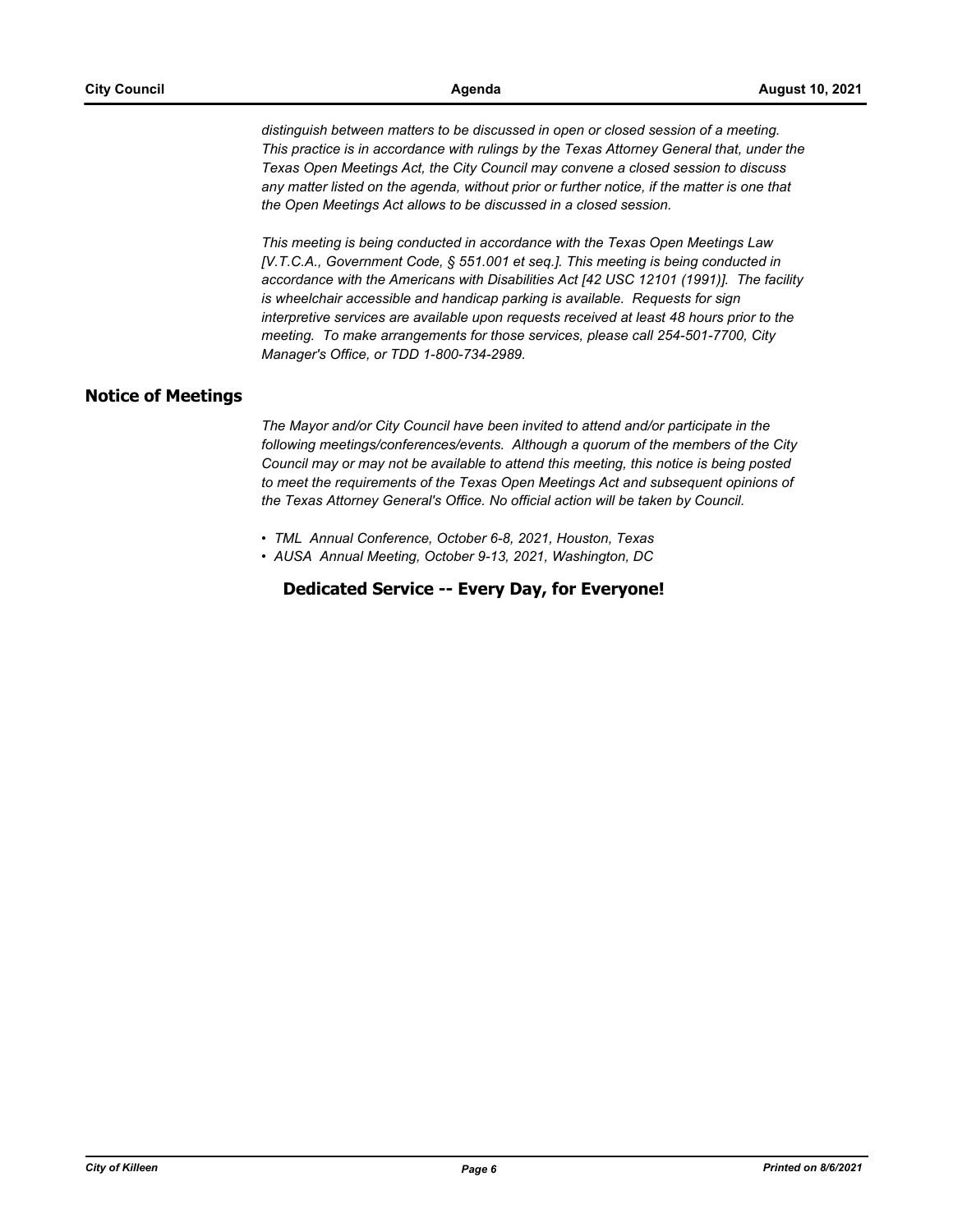*distinguish between matters to be discussed in open or closed session of a meeting. This practice is in accordance with rulings by the Texas Attorney General that, under the Texas Open Meetings Act, the City Council may convene a closed session to discuss any matter listed on the agenda, without prior or further notice, if the matter is one that the Open Meetings Act allows to be discussed in a closed session.*

*This meeting is being conducted in accordance with the Texas Open Meetings Law [V.T.C.A., Government Code, § 551.001 et seq.]. This meeting is being conducted in accordance with the Americans with Disabilities Act [42 USC 12101 (1991)]. The facility is wheelchair accessible and handicap parking is available. Requests for sign interpretive services are available upon requests received at least 48 hours prior to the meeting. To make arrangements for those services, please call 254-501-7700, City Manager's Office, or TDD 1-800-734-2989.*

## Notice of Meetings

*The Mayor and/or City Council have been invited to attend and/or participate in the following meetings/conferences/events. Although a quorum of the members of the City Council may or may not be available to attend this meeting, this notice is being posted to meet the requirements of the Texas Open Meetings Act and subsequent opinions of the Texas Attorney General's Office. No official action will be taken by Council.*

- *TML Annual Conference, October 6-8, 2021, Houston, Texas*
- *AUSA Annual Meeting, October 9-13, 2021, Washington, DC*

**Dedicated Service -- Every Day, for Everyone!**